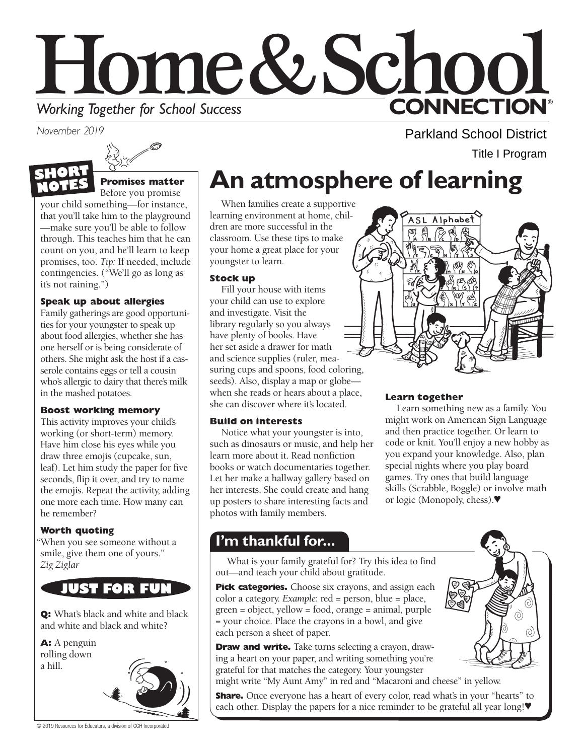# Home & School CONNECTION®

*Working Together for School Success*

*November 2019*

Parkland School District

Title I Program

## SHORT NOTES

### Promises matter

Before you promise your child something—for instance, that you'll take him to the playground—make sure you'll be able to follow through. This teaches him that he can count on you, and he'll learn to keep promises, too. *Tip:* If needed, include contingencies. ("We'll go as long as it's not raining.")

### Speak up about allergies

Family gatherings are good opportunities for your youngster to speak up about food allergies, whether she has one herself or is being considerate of others. She might ask the host if a casserole contains eggs or tell a cousin who's allergic to dairy that there's milk in the mashed potatoes.

### Boost working memory

This activity improves your child's working (or short-term) memory. Have him close his eyes while you draw three emojis (cupcake, sun, leaf). Let him study the paper for five seconds, flip it over, and try to name the emojis. Repeat the activity, adding one more each time. How many can he remember?

### Worth quoting

"When you see someone without a smile, give them one of yours." *Zig Ziglar*

## JUST FOR FUN

**Q:** What's black and white and black and white and black and white?

**A:** A penguin rolling down a hill.

# An atmosphere of learning

When families create a supportive learning environment at home, children are more successful in the classroom. Use these tips to make your home a great place for your youngster to learn.

### Stock up

Fill your house with items your child can use to explore and investigate. Visit the library regularly so you always have plenty of books. Have her set aside a drawer for math and science supplies (ruler, measuring cups and spoons, food coloring, seeds). Also, display a map or globe—when she reads or hears about a place, she can discover where it's located.

### Build on interests

Notice what your youngster is into, such as dinosaurs or music, and help her learn more about it. Read nonfiction books or watch documentaries together. Let her make a hallway gallery based on her interests. She could create and hang up posters to share interesting facts and photos with family members.

### Learn together

Learn something new as a family. You might work on American Sign Language and then practice together. Or learn to code or knit. You'll enjoy a new hobby as you expand your knowledge. Also, plan special nights where you play board games. Try ones that build language skills (Scrabble, Boggle) or involve math or logic (Monopoly, chess).♥

## I'm thankful for...

What is your family grateful for? Try this idea to find out—and teach your child about gratitude.

**Pick categories.** Choose six crayons, and assign each color a category. *Example:* red = person, blue = place, green = object, yellow = food, orange = animal, purple = your choice. Place the crayons in a bowl, and give each person a sheet of paper.

**Draw and write.** Take turns selecting a crayon, drawing a heart on your paper, and writing something you're grateful for that matches the category. Your youngster might write "My Aunt Amy" in red and "Macaroni and cheese" in yellow.

**Share.** Once everyone has a heart of every color, read what's in your "hearts" to each other. Display the papers for a nice reminder to be grateful all year long!♥

© 2019 Resources for Educators, a division of CCH Incorporated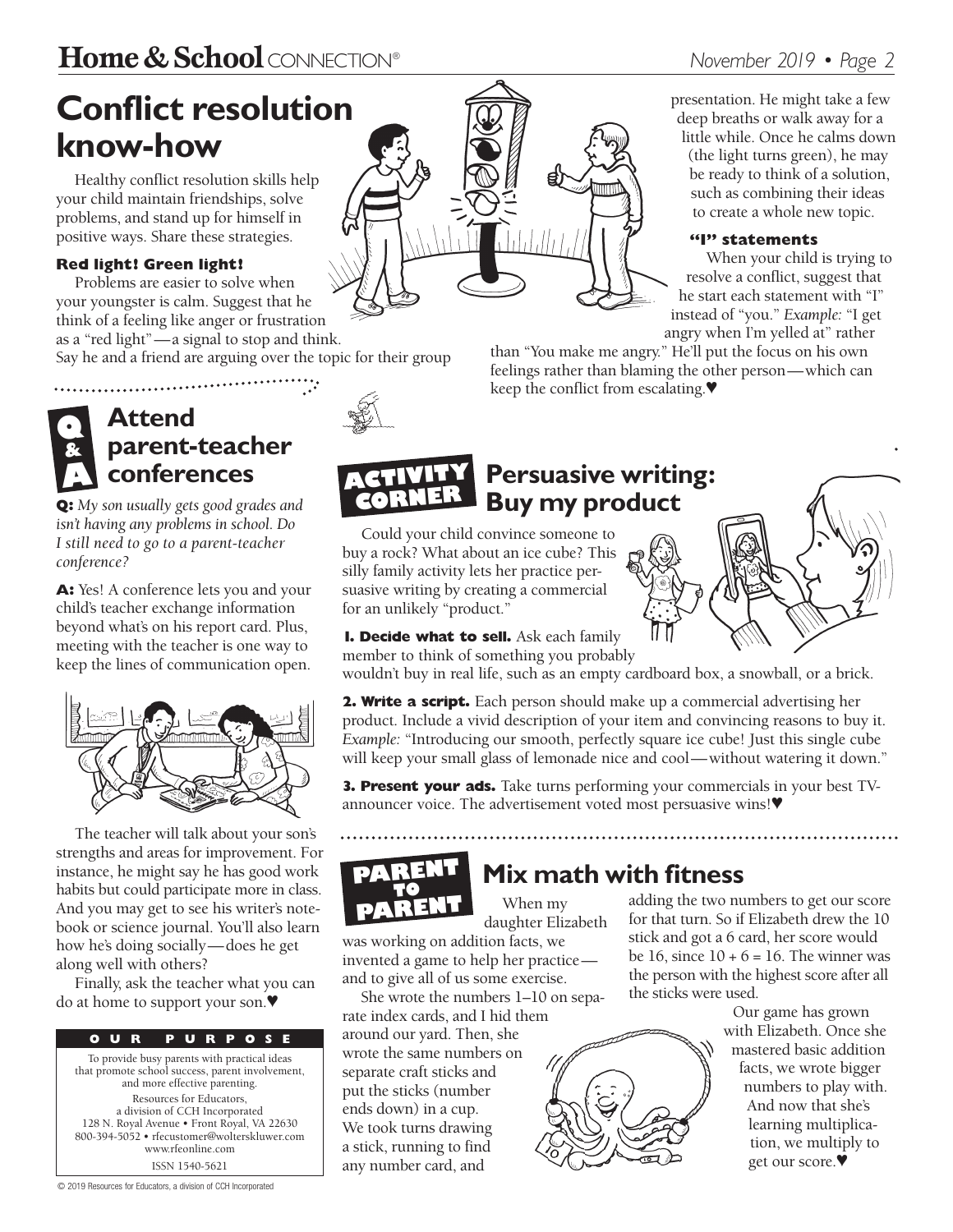# Conflict resolution know-how

Healthy conflict resolution skills help your child maintain friendships, solve problems, and stand up for himself in positive ways. Share these strategies.

**Red light! Green light!**

Problems are easier to solve when your youngster is calm. Suggest that he think of a feeling like anger or frustration as a "red light"—a signal to stop and think. Say he and a friend are arguing over the topic for their group presentation. He might take a few deep breaths or walk away for a little while. Once he calms down (the light turns green), he may be ready to think of a solution, such as combining their ideas to create a whole new topic.

**"I" statements**

When your child is trying to resolve a conflict, suggest that he start each statement with "I" instead of "you." *Example:* "I get angry when I'm yelled at" rather than "You make me angry." He'll put the focus on his own feelings rather than blaming the other person—which can keep the conflict from escalating.♥

## Q & A: Attend parent-teacher conferences

**Q:** *My son usually gets good grades and isn't having any problems in school. Do I still need to go to a parent-teacher conference?*

**A:** Yes! A conference lets you and your child's teacher exchange information beyond what's on his report card. Plus, meeting with the teacher is one way to keep the lines of communication open.

The teacher will talk about your son's strengths and areas for improvement. For instance, he might say he has good work habits but could participate more in class. And you may get to see his writer's notebook or science journal. You'll also learn how he's doing socially—does he get along well with others?

Finally, ask the teacher what you can do at home to support your son.♥

## Activity Corner: Persuasive writing: Buy my product

Could your child convince someone to buy a rock? What about an ice cube? This silly family activity lets her practice persuasive writing by creating a commercial for an unlikely "product."

**1. Decide what to sell.** Ask each family member to think of something you probably wouldn't buy in real life, such as an empty cardboard box, a snowball, or a brick.

**2. Write a script.** Each person should make up a commercial advertising her product. Include a vivid description of your item and convincing reasons to buy it. *Example:* "Introducing our smooth, perfectly square ice cube! Just this single cube will keep your small glass of lemonade nice and cool—without watering it down."

**3. Present your ads.** Take turns performing your commercials in your best TV-announcer voice. The advertisement voted most persuasive wins!♥

## Parent to Parent: Mix math with fitness

When my daughter Elizabeth was working on addition facts, we invented a game to help her practice—and to give all of us some exercise.

She wrote the numbers 1–10 on separate index cards, and I hid them around our yard. Then, she wrote the same numbers on separate craft sticks and put the sticks (number ends down) in a cup. We took turns drawing a stick, running to find any number card, and adding the two numbers to get our score for that turn. So if Elizabeth drew the 10 stick and got a 6 card, her score would be 16, since $10 + 6 = 16$. The winner was the person with the highest score after all the sticks were used.

Our game has grown with Elizabeth. Once she mastered basic addition facts, we wrote bigger numbers to play with. And now that she's learning multiplication, we multiply to get our score.♥

**OUR PURPOSE**

To provide busy parents with practical ideas that promote school success, parent involvement, and more effective parenting.

Resources for Educators, a division of CCH Incorporated
128 N. Royal Avenue • Front Royal, VA 22630
800-394-5052 • rfecustomer@wolterskluwer.com
www.rfeonline.com
ISSN 1540-5621

© 2019 Resources for Educators, a division of CCH Incorporated